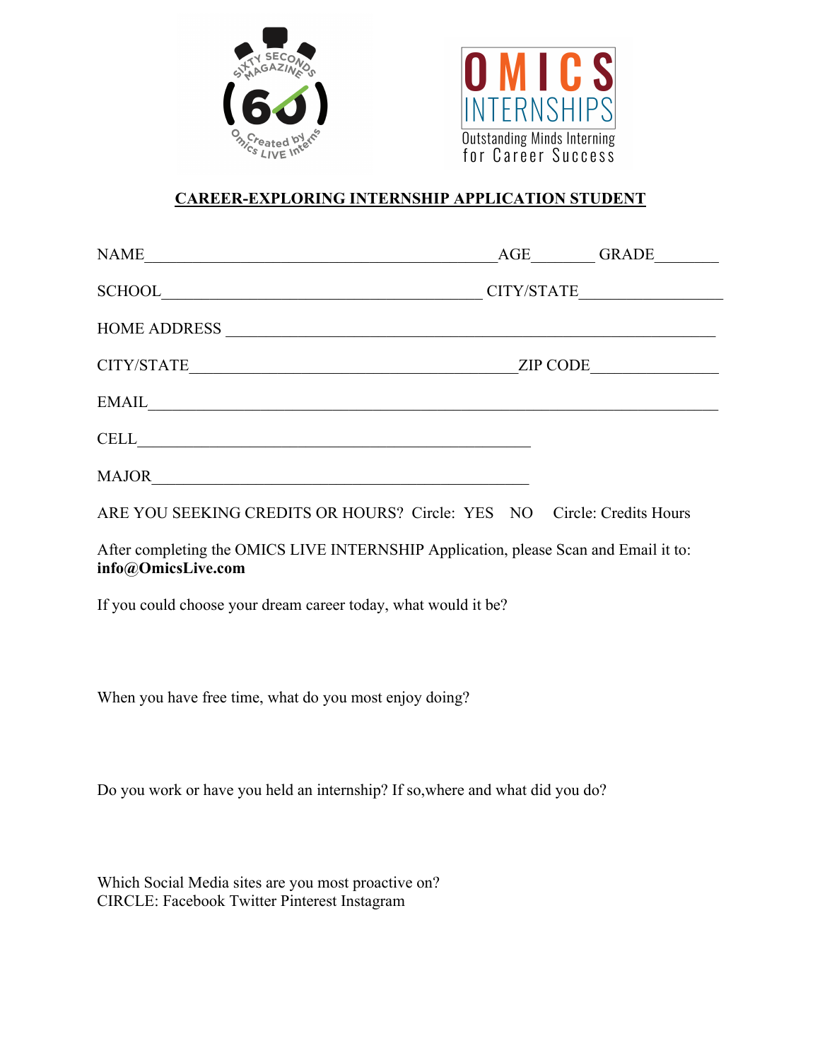# CAREER-EXPLORING INTERNSHIP APPLICATION STUDENT

NAME_____________________________________________AGE________ GRADE________

SCHOOL_________________________________________ CITY/STATE__________________

HOME ADDRESS _______________________________________________________________

CITY/STATE__________________________________________ZIP CODE________________

EMAIL_______________________________________________________________________

CELL__________________________________________________

MAJOR_________________________________________________

ARE YOU SEEKING CREDITS OR HOURS? Circle: YES NO Circle: Credits Hours

After completing the OMICS LIVE INTERNSHIP Application, please Scan and Email it to: **info@OmicsLive.com**

If you could choose your dream career today, what would it be?

When you have free time, what do you most enjoy doing?

Do you work or have you held an internship? If so,where and what did you do?

Which Social Media sites are you most proactive on?
CIRCLE: Facebook Twitter Pinterest Instagram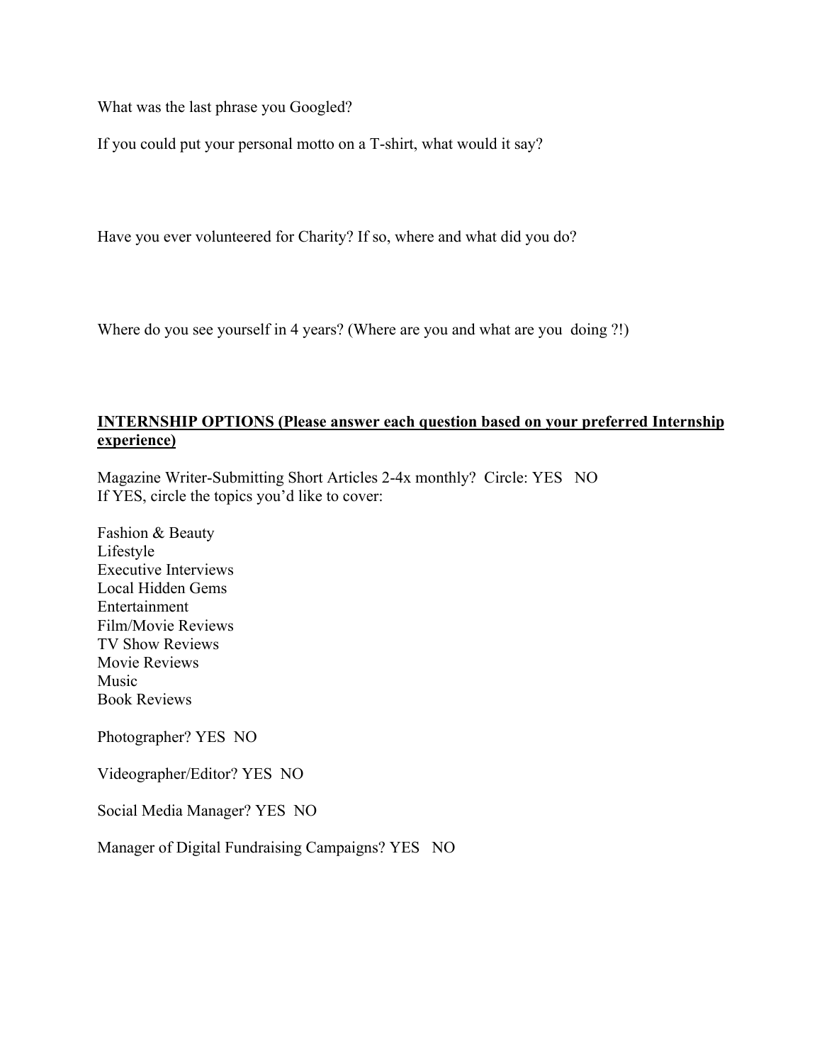What was the last phrase you Googled?

If you could put your personal motto on a T-shirt, what would it say?

Have you ever volunteered for Charity? If so, where and what did you do?

Where do you see yourself in 4 years? (Where are you and what are you doing ?!)

**INTERNSHIP OPTIONS (Please answer each question based on your preferred Internship experience)**

Magazine Writer-Submitting Short Articles 2-4x monthly? Circle: YES NO
If YES, circle the topics you'd like to cover:

Fashion & Beauty
Lifestyle
Executive Interviews
Local Hidden Gems
Entertainment
Film/Movie Reviews
TV Show Reviews
Movie Reviews
Music
Book Reviews

Photographer? YES NO

Videographer/Editor? YES NO

Social Media Manager? YES NO

Manager of Digital Fundraising Campaigns? YES NO